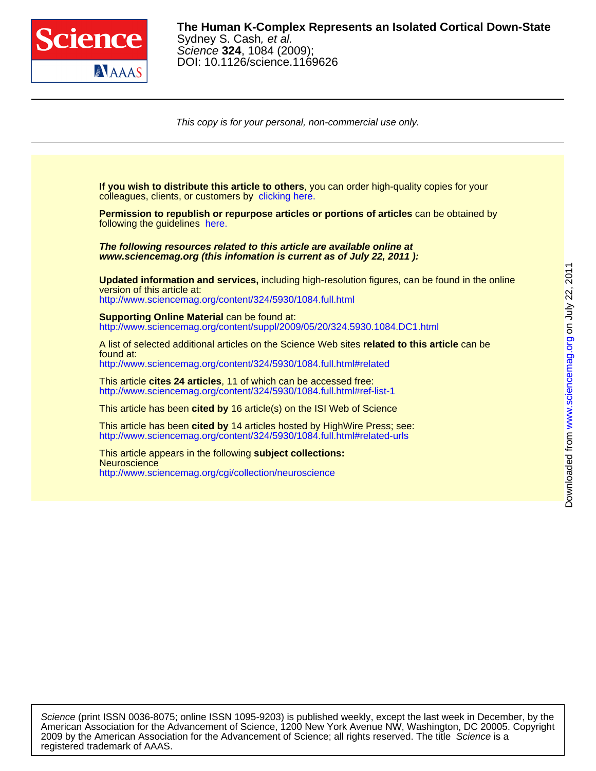**The Human K-Complex Represents an Isolated Cortical Down-State**
Sydney S. Cash, *et al.*
*Science* **324**, 1084 (2009);
DOI: 10.1126/science.1169626

*This copy is for your personal, non-commercial use only.*

**If you wish to distribute this article to others**, you can order high-quality copies for your colleagues, clients, or customers by clicking here.

**Permission to republish or repurpose articles or portions of articles** can be obtained by following the guidelines here.

***The following resources related to this article are available online at www.sciencemag.org (this infomation is current as of July 22, 2011 ):***

**Updated information and services,** including high-resolution figures, can be found in the online version of this article at:
http://www.sciencemag.org/content/324/5930/1084.full.html

**Supporting Online Material** can be found at:
http://www.sciencemag.org/content/suppl/2009/05/20/324.5930.1084.DC1.html

A list of selected additional articles on the Science Web sites **related to this article** can be found at:
http://www.sciencemag.org/content/324/5930/1084.full.html#related

This article **cites 24 articles**, 11 of which can be accessed free:
http://www.sciencemag.org/content/324/5930/1084.full.html#ref-list-1

This article has been **cited by** 16 article(s) on the ISI Web of Science

This article has been **cited by** 14 articles hosted by HighWire Press; see:
http://www.sciencemag.org/content/324/5930/1084.full.html#related-urls

This article appears in the following **subject collections:**
Neuroscience
http://www.sciencemag.org/cgi/collection/neuroscience

*Science* (print ISSN 0036-8075; online ISSN 1095-9203) is published weekly, except the last week in December, by the American Association for the Advancement of Science, 1200 New York Avenue NW, Washington, DC 20005. Copyright 2009 by the American Association for the Advancement of Science; all rights reserved. The title *Science* is a registered trademark of AAAS.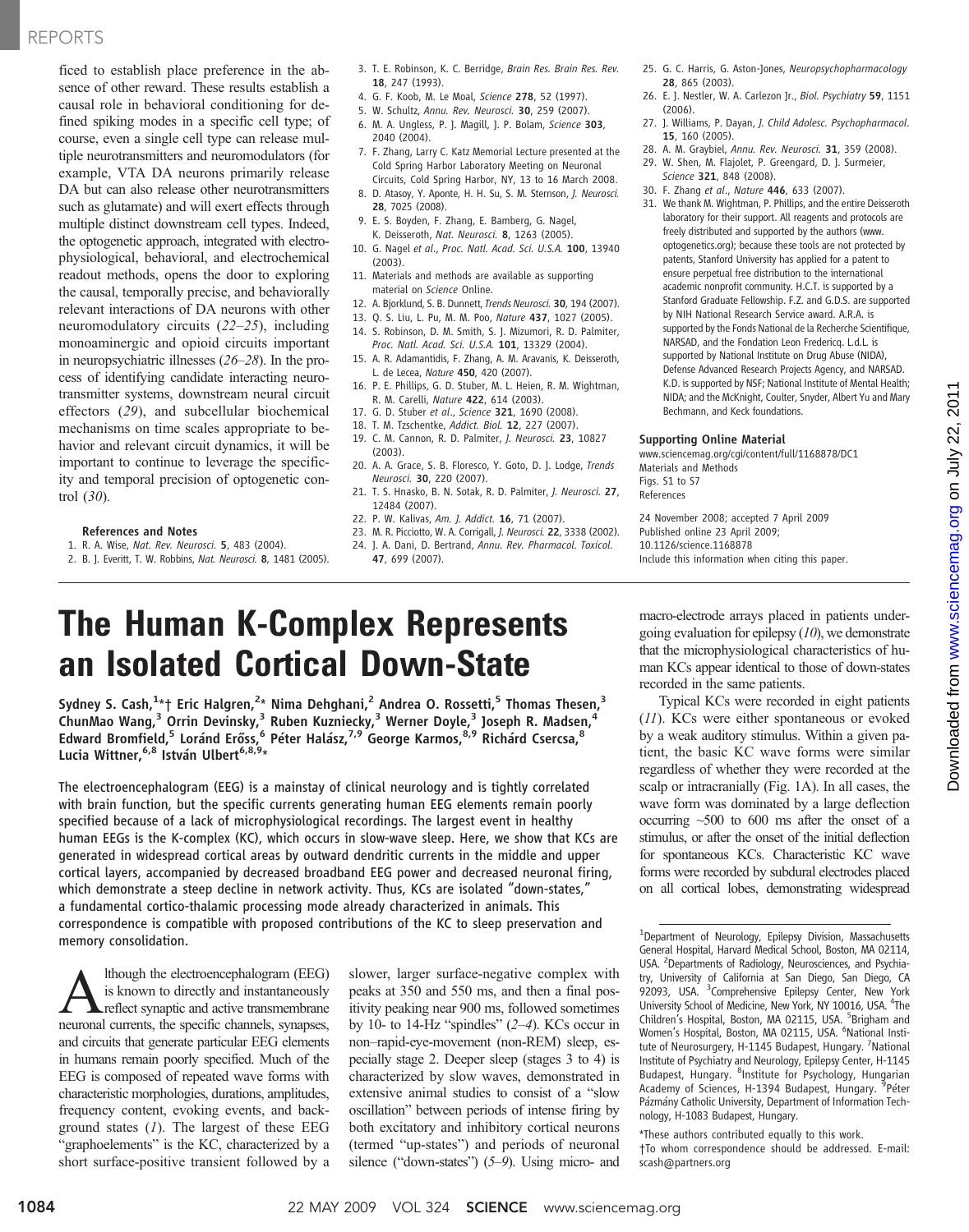ficed to establish place preference in the absence of other reward. These results establish a causal role in behavioral conditioning for defined spiking modes in a specific cell type; of course, even a single cell type can release multiple neurotransmitters and neuromodulators (for example, VTA DA neurons primarily release DA but can also release other neurotransmitters such as glutamate) and will exert effects through multiple distinct downstream cell types. Indeed, the optogenetic approach, integrated with electrophysiological, behavioral, and electrochemical readout methods, opens the door to exploring the causal, temporally precise, and behaviorally relevant interactions of DA neurons with other neuromodulatory circuits (*22*–*25*), including monoaminergic and opioid circuits important in neuropsychiatric illnesses (*26*–*28*). In the process of identifying candidate interacting neurotransmitter systems, downstream neural circuit effectors (*29*), and subcellular biochemical mechanisms on time scales appropriate to behavior and relevant circuit dynamics, it will be important to continue to leverage the specificity and temporal precision of optogenetic control (*30*).

**References and Notes**

1. R. A. Wise, *Nat. Rev. Neurosci.* **5**, 483 (2004).
2. B. J. Everitt, T. W. Robbins, *Nat. Neurosci.* **8**, 1481 (2005).
3. T. E. Robinson, K. C. Berridge, *Brain Res. Brain Res. Rev.* **18**, 247 (1993).
4. G. F. Koob, M. Le Moal, *Science* **278**, 52 (1997).
5. W. Schultz, *Annu. Rev. Neurosci.* **30**, 259 (2007).
6. M. A. Ungless, P. J. Magill, J. P. Bolam, *Science* **303**, 2040 (2004).
7. F. Zhang, Larry C. Katz Memorial Lecture presented at the Cold Spring Harbor Laboratory Meeting on Neuronal Circuits, Cold Spring Harbor, NY, 13 to 16 March 2008.
8. D. Atasoy, Y. Aponte, H. H. Su, S. M. Sternson, *J. Neurosci.* **28**, 7025 (2008).
9. E. S. Boyden, F. Zhang, E. Bamberg, G. Nagel, K. Deisseroth, *Nat. Neurosci.* **8**, 1263 (2005).
10. G. Nagel *et al.*, *Proc. Natl. Acad. Sci. U.S.A.* **100**, 13940 (2003).
11. Materials and methods are available as supporting material on *Science* Online.
12. A. Bjorklund, S. B. Dunnett, *Trends Neurosci.* **30**, 194 (2007).
13. Q. S. Liu, L. Pu, M. M. Poo, *Nature* **437**, 1027 (2005).
14. S. Robinson, D. M. Smith, S. J. Mizumori, R. D. Palmiter, *Proc. Natl. Acad. Sci. U.S.A.* **101**, 13329 (2004).
15. A. R. Adamantidis, F. Zhang, A. M. Aravanis, K. Deisseroth, L. de Lecea, *Nature* **450**, 420 (2007).
16. P. E. Phillips, G. D. Stuber, M. L. Heien, R. M. Wightman, R. M. Carelli, *Nature* **422**, 614 (2003).
17. G. D. Stuber *et al.*, *Science* **321**, 1690 (2008).
18. T. M. Tzschentke, *Addict. Biol.* **12**, 227 (2007).
19. C. M. Cannon, R. D. Palmiter, *J. Neurosci.* **23**, 10827 (2003).
20. A. A. Grace, S. B. Floresco, Y. Goto, D. J. Lodge, *Trends Neurosci.* **30**, 220 (2007).
21. T. S. Hnasko, B. N. Sotak, R. D. Palmiter, *J. Neurosci.* **27**, 12484 (2007).
22. P. W. Kalivas, *Am. J. Addict.* **16**, 71 (2007).
23. M. R. Picciotto, W. A. Corrigall, *J. Neurosci.* **22**, 3338 (2002).
24. J. A. Dani, D. Bertrand, *Annu. Rev. Pharmacol. Toxicol.* **47**, 699 (2007).
25. G. C. Harris, G. Aston-Jones, *Neuropsychopharmacology* **28**, 865 (2003).
26. E. J. Nestler, W. A. Carlezon Jr., *Biol. Psychiatry* **59**, 1151 (2006).
27. J. Williams, P. Dayan, *J. Child Adolesc. Psychopharmacol.* **15**, 160 (2005).
28. A. M. Graybiel, *Annu. Rev. Neurosci.* **31**, 359 (2008).
29. W. Shen, M. Flajolet, P. Greengard, D. J. Surmeier, *Science* **321**, 848 (2008).
30. F. Zhang *et al.*, *Nature* **446**, 633 (2007).
31. We thank M. Wightman, P. Phillips, and the entire Deisseroth laboratory for their support. All reagents and protocols are freely distributed and supported by the authors (www.optogenetics.org); because these tools are not protected by patents, Stanford University has applied for a patent to ensure perpetual free distribution to the international academic nonprofit community. H.C.T. is supported by a Stanford Graduate Fellowship. F.Z. and G.D.S. are supported by NIH National Research Service award. A.R.A. is supported by the Fonds National de la Recherche Scientifique, NARSAD, and the Fondation Leon Fredericq. L.d.L. is supported by National Institute on Drug Abuse (NIDA), Defense Advanced Research Projects Agency, and NARSAD. K.D. is supported by NSF; National Institute of Mental Health; NIDA; and the McKnight, Coulter, Snyder, Albert Yu and Mary Bechmann, and Keck foundations.

**Supporting Online Material**

www.sciencemag.org/cgi/content/full/1168878/DC1
Materials and Methods
Figs. S1 to S7
References

24 November 2008; accepted 7 April 2009
Published online 23 April 2009;
10.1126/science.1168878
Include this information when citing this paper.

# The Human K-Complex Represents an Isolated Cortical Down-State

**Sydney S. Cash,[1]*† Eric Halgren,[2]* Nima Dehghani,[2] Andrea O. Rossetti,[5] Thomas Thesen,[3] ChunMao Wang,[3] Orrin Devinsky,[3] Ruben Kuzniecky,[3] Werner Doyle,[3] Joseph R. Madsen,[4] Edward Bromfield,[5] Loránd Erőss,[6] Péter Halász,[7,9] George Karmos,[8,9] Richárd Csercsa,[8] Lucia Wittner,[6,8] István Ulbert[6,8,9]***

The electroencephalogram (EEG) is a mainstay of clinical neurology and is tightly correlated with brain function, but the specific currents generating human EEG elements remain poorly specified because of a lack of microphysiological recordings. The largest event in healthy human EEGs is the K-complex (KC), which occurs in slow-wave sleep. Here, we show that KCs are generated in widespread cortical areas by outward dendritic currents in the middle and upper cortical layers, accompanied by decreased broadband EEG power and decreased neuronal firing, which demonstrate a steep decline in network activity. Thus, KCs are isolated "down-states," a fundamental cortico-thalamic processing mode already characterized in animals. This correspondence is compatible with proposed contributions of the KC to sleep preservation and memory consolidation.

Although the electroencephalogram (EEG) is known to directly and instantaneously reflect synaptic and active transmembrane neuronal currents, the specific channels, synapses, and circuits that generate particular EEG elements in humans remain poorly specified. Much of the EEG is composed of repeated wave forms with characteristic morphologies, durations, amplitudes, frequency content, evoking events, and background states (*1*). The largest of these EEG "graphoelements" is the KC, characterized by a short surface-positive transient followed by a slower, larger surface-negative complex with peaks at 350 and 550 ms, and then a final positivity peaking near 900 ms, followed sometimes by 10- to 14-Hz "spindles" (*2*–*4*). KCs occur in non–rapid-eye-movement (non-REM) sleep, especially stage 2. Deeper sleep (stages 3 to 4) is characterized by slow waves, demonstrated in extensive animal studies to consist of a "slow oscillation" between periods of intense firing by both excitatory and inhibitory cortical neurons (termed "up-states") and periods of neuronal silence ("down-states") (*5*–*9*). Using micro- and macro-electrode arrays placed in patients undergoing evaluation for epilepsy (*10*), we demonstrate that the microphysiological characteristics of human KCs appear identical to those of down-states recorded in the same patients.

Typical KCs were recorded in eight patients (*11*). KCs were either spontaneous or evoked by a weak auditory stimulus. Within a given patient, the basic KC wave forms were similar regardless of whether they were recorded at the scalp or intracranially (Fig. 1A). In all cases, the wave form was dominated by a large deflection occurring ~500 to 600 ms after the onset of a stimulus, or after the onset of the initial deflection for spontaneous KCs. Characteristic KC wave forms were recorded by subdural electrodes placed on all cortical lobes, demonstrating widespread

[1]Department of Neurology, Epilepsy Division, Massachusetts General Hospital, Harvard Medical School, Boston, MA 02114, USA. [2]Departments of Radiology, Neurosciences, and Psychiatry, University of California at San Diego, San Diego, CA 92093, USA. [3]Comprehensive Epilepsy Center, New York University School of Medicine, New York, NY 10016, USA. [4]The Children's Hospital, Boston, MA 02115, USA. [5]Brigham and Women's Hospital, Boston, MA 02115, USA. [6]National Institute of Neurosurgery, H-1145 Budapest, Hungary. [7]National Institute of Psychiatry and Neurology, Epilepsy Center, H-1145 Budapest, Hungary. [8]Institute for Psychology, Hungarian Academy of Sciences, H-1394 Budapest, Hungary. [9]Péter Pázmány Catholic University, Department of Information Technology, H-1083 Budapest, Hungary.

*These authors contributed equally to this work.
†To whom correspondence should be addressed. E-mail: scash@partners.org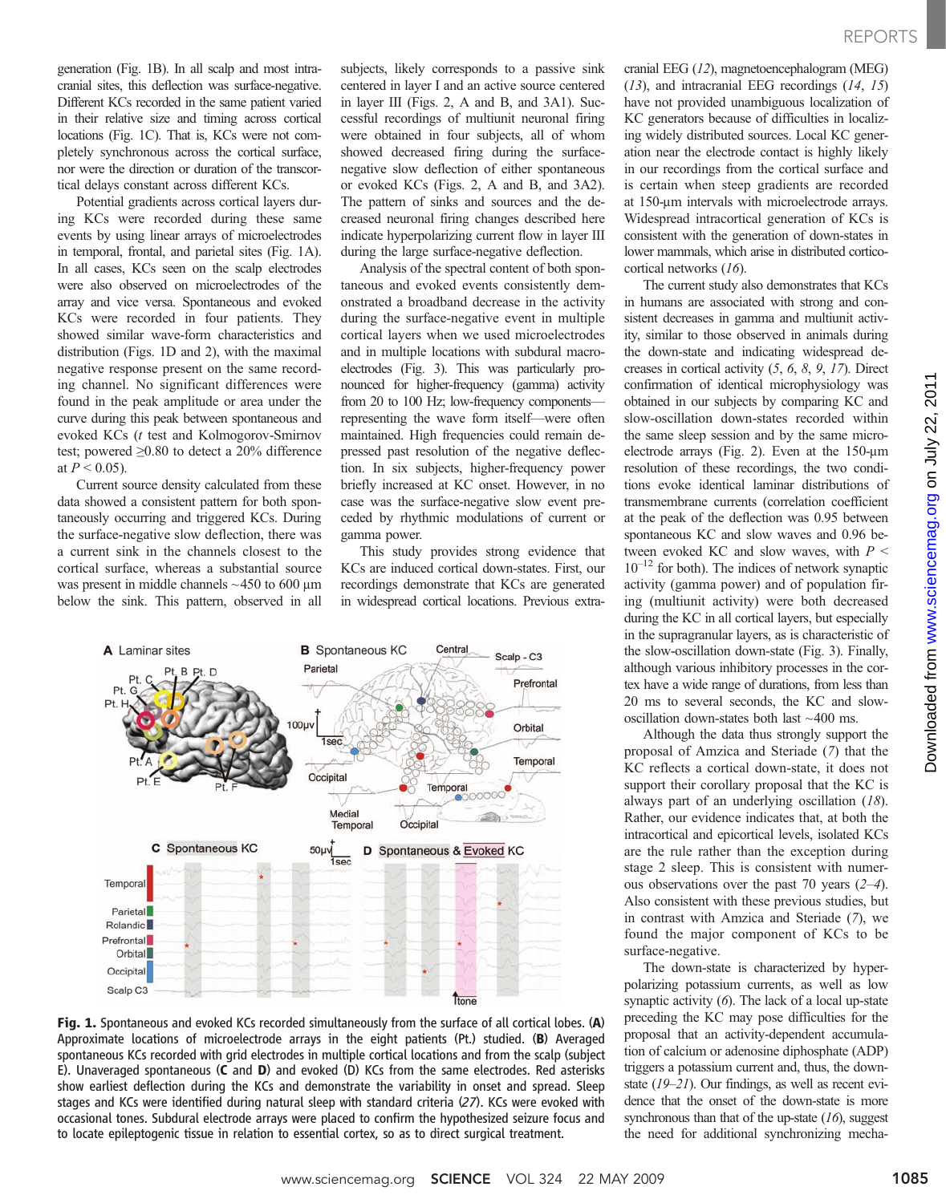generation (Fig. 1B). In all scalp and most intracranial sites, this deflection was surface-negative. Different KCs recorded in the same patient varied in their relative size and timing across cortical locations (Fig. 1C). That is, KCs were not completely synchronous across the cortical surface, nor were the direction or duration of the transcortical delays constant across different KCs.

Potential gradients across cortical layers during KCs were recorded during these same events by using linear arrays of microelectrodes in temporal, frontal, and parietal sites (Fig. 1A). In all cases, KCs seen on the scalp electrodes were also observed on microelectrodes of the array and vice versa. Spontaneous and evoked KCs were recorded in four patients. They showed similar wave-form characteristics and distribution (Figs. 1D and 2), with the maximal negative response present on the same recording channel. No significant differences were found in the peak amplitude or area under the curve during this peak between spontaneous and evoked KCs (*t* test and Kolmogorov-Smirnov test; powered ≥0.80 to detect a 20% difference at $P < 0.05$).

Current source density calculated from these data showed a consistent pattern for both spontaneously occurring and triggered KCs. During the surface-negative slow deflection, there was a current sink in the channels closest to the cortical surface, whereas a substantial source was present in middle channels ~450 to 600 μm below the sink. This pattern, observed in all subjects, likely corresponds to a passive sink centered in layer I and an active source centered in layer III (Figs. 2, A and B, and 3A1). Successful recordings of multiunit neuronal firing were obtained in four subjects, all of whom showed decreased firing during the surface-negative slow deflection of either spontaneous or evoked KCs (Figs. 2, A and B, and 3A2). The pattern of sinks and sources and the decreased neuronal firing changes described here indicate hyperpolarizing current flow in layer III during the large surface-negative deflection.

Analysis of the spectral content of both spontaneous and evoked events consistently demonstrated a broadband decrease in the activity during the surface-negative event in multiple cortical layers when we used microelectrodes and in multiple locations with subdural macroelectrodes (Fig. 3). This was particularly pronounced for higher-frequency (gamma) activity from 20 to 100 Hz; low-frequency components—representing the wave form itself—were often maintained. High frequencies could remain depressed past resolution of the negative deflection. In six subjects, higher-frequency power briefly increased at KC onset. However, in no case was the surface-negative slow event preceded by rhythmic modulations of current or gamma power.

This study provides strong evidence that KCs are induced cortical down-states. First, our recordings demonstrate that KCs are generated in widespread cortical locations. Previous extracranial EEG (12), magnetoencephalogram (MEG) (13), and intracranial EEG recordings (14, 15) have not provided unambiguous localization of KC generators because of difficulties in localizing widely distributed sources. Local KC generation near the electrode contact is highly likely in our recordings from the cortical surface and is certain when steep gradients are recorded at 150-μm intervals with microelectrode arrays. Widespread intracortical generation of KCs is consistent with the generation of down-states in lower mammals, which arise in distributed corticocortical networks (16).

The current study also demonstrates that KCs in humans are associated with strong and consistent decreases in gamma and multiunit activity, similar to those observed in animals during the down-state and indicating widespread decreases in cortical activity (5, 6, 8, 9, 17). Direct confirmation of identical microphysiology was obtained in our subjects by comparing KC and slow-oscillation down-states recorded within the same sleep session and by the same microelectrode arrays (Fig. 2). Even at the 150-μm resolution of these recordings, the two conditions evoke identical laminar distributions of transmembrane currents (correlation coefficient at the peak of the deflection was 0.95 between spontaneous KC and slow waves and 0.96 between evoked KC and slow waves, with $P < 10^{-12}$ for both). The indices of network synaptic activity (gamma power) and of population firing (multiunit activity) were both decreased during the KC in all cortical layers, but especially in the supragranular layers, as is characteristic of the slow-oscillation down-state (Fig. 3). Finally, although various inhibitory processes in the cortex have a wide range of durations, from less than 20 ms to several seconds, the KC and slow-oscillation down-states both last ~400 ms.

Although the data thus strongly support the proposal of Amzica and Steriade (7) that the KC reflects a cortical down-state, it does not support their corollary proposal that the KC is always part of an underlying oscillation (18). Rather, our evidence indicates that, at both the intracortical and epicortical levels, isolated KCs are the rule rather than the exception during stage 2 sleep. This is consistent with numerous observations over the past 70 years (2–4). Also consistent with these previous studies, but in contrast with Amzica and Steriade (7), we found the major component of KCs to be surface-negative.

The down-state is characterized by hyperpolarizing potassium currents, as well as low synaptic activity (6). The lack of a local up-state preceding the KC may pose difficulties for the proposal that an activity-dependent accumulation of calcium or adenosine diphosphate (ADP) triggers a potassium current and, thus, the down-state (19–21). Our findings, as well as recent evidence that the onset of the down-state is more synchronous than that of the up-state (16), suggest the need for additional synchronizing mecha-

**Fig. 1.** Spontaneous and evoked KCs recorded simultaneously from the surface of all cortical lobes. (**A**) Approximate locations of microelectrode arrays in the eight patients (Pt.) studied. (**B**) Averaged spontaneous KCs recorded with grid electrodes in multiple cortical locations and from the scalp (subject E). Unaveraged spontaneous (**C** and **D**) and evoked (D) KCs from the same electrodes. Red asterisks show earliest deflection during the KCs and demonstrate the variability in onset and spread. Sleep stages and KCs were identified during natural sleep with standard criteria (27). KCs were evoked with occasional tones. Subdural electrode arrays were placed to confirm the hypothesized seizure focus and to locate epileptogenic tissue in relation to essential cortex, so as to direct surgical treatment.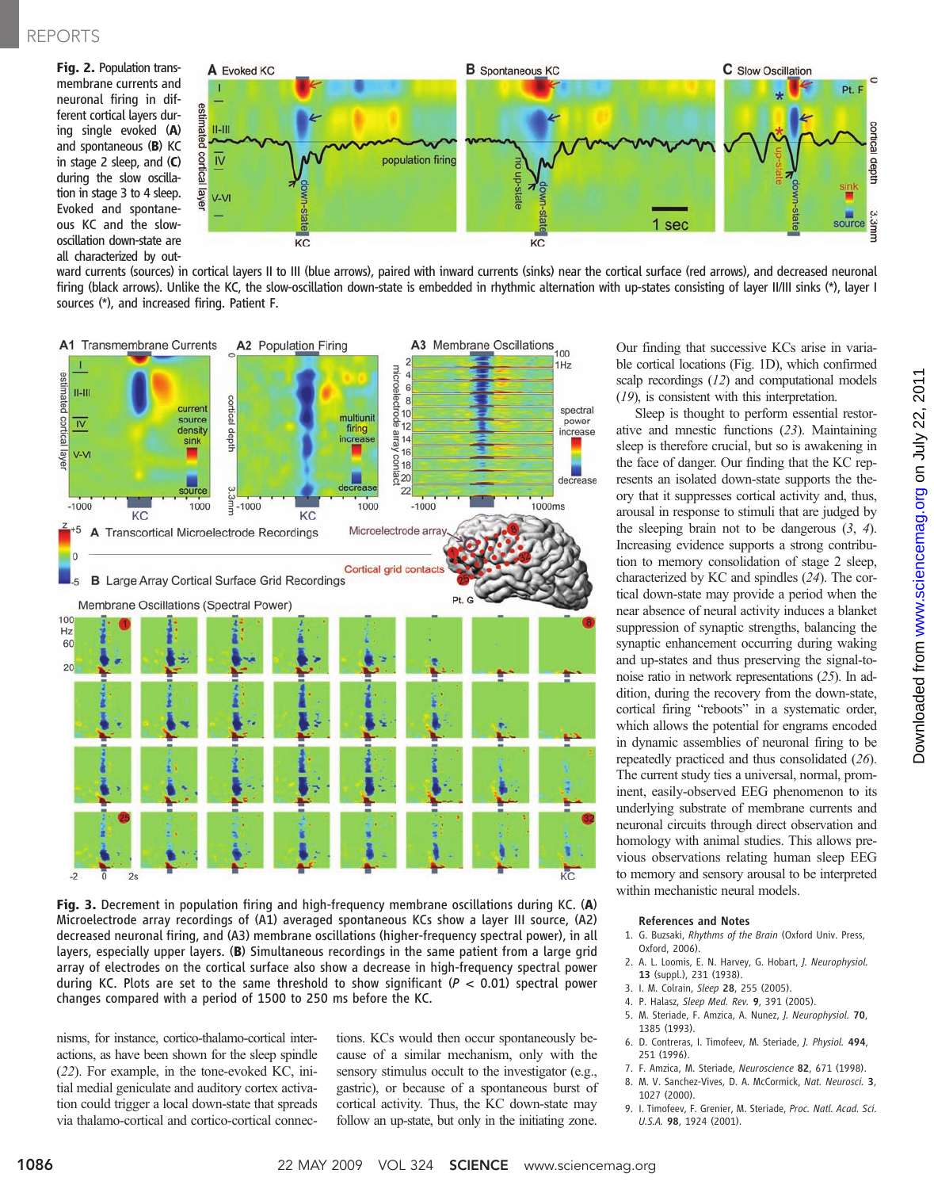**Fig. 2.** Population transmembrane currents and neuronal firing in different cortical layers during single evoked (**A**) and spontaneous (**B**) KC in stage 2 sleep, and (**C**) during the slow oscillation in stage 3 to 4 sleep. Evoked and spontaneous KC and the slow-oscillation down-state are all characterized by outward currents (sources) in cortical layers II to III (blue arrows), paired with inward currents (sinks) near the cortical surface (red arrows), and decreased neuronal firing (black arrows). Unlike the KC, the slow-oscillation down-state is embedded in rhythmic alternation with up-states consisting of layer II/III sinks (*), layer I sources (*), and increased firing. Patient F.

**Fig. 3.** Decrement in population firing and high-frequency membrane oscillations during KC. (**A**) Microelectrode array recordings of (A1) averaged spontaneous KCs show a layer III source, (A2) decreased neuronal firing, and (A3) membrane oscillations (higher-frequency spectral power), in all layers, especially upper layers. (**B**) Simultaneous recordings in the same patient from a large grid array of electrodes on the cortical surface also show a decrease in high-frequency spectral power during KC. Plots are set to the same threshold to show significant ($P < 0.01$) spectral power changes compared with a period of 1500 to 250 ms before the KC.

nisms, for instance, cortico-thalamo-cortical interactions, as have been shown for the sleep spindle (*22*). For example, in the tone-evoked KC, initial medial geniculate and auditory cortex activation could trigger a local down-state that spreads via thalamo-cortical and cortico-cortical connections. KCs would then occur spontaneously because of a similar mechanism, only with the sensory stimulus occult to the investigator (e.g., gastric), or because of a spontaneous burst of cortical activity. Thus, the KC down-state may follow an up-state, but only in the initiating zone. Our finding that successive KCs arise in variable cortical locations (Fig. 1D), which confirmed scalp recordings (*12*) and computational models (*19*), is consistent with this interpretation.

Sleep is thought to perform essential restorative and mnestic functions (*23*). Maintaining sleep is therefore crucial, but so is awakening in the face of danger. Our finding that the KC represents an isolated down-state supports the theory that it suppresses cortical activity and, thus, arousal in response to stimuli that are judged by the sleeping brain not to be dangerous (*3*, *4*). Increasing evidence supports a strong contribution to memory consolidation of stage 2 sleep, characterized by KC and spindles (*24*). The cortical down-state may provide a period when the near absence of neural activity induces a blanket suppression of synaptic strengths, balancing the synaptic enhancement occurring during waking and up-states and thus preserving the signal-to-noise ratio in network representations (*25*). In addition, during the recovery from the down-state, cortical firing "reboots" in a systematic order, which allows the potential for engrams encoded in dynamic assemblies of neuronal firing to be repeatedly practiced and thus consolidated (*26*). The current study ties a universal, normal, prominent, easily-observed EEG phenomenon to its underlying substrate of membrane currents and neuronal circuits through direct observation and homology with animal studies. This allows previous observations relating human sleep EEG to memory and sensory arousal to be interpreted within mechanistic neural models.

### References and Notes

1. G. Buzsaki, *Rhythms of the Brain* (Oxford Univ. Press, Oxford, 2006).
2. A. L. Loomis, E. N. Harvey, G. Hobart, *J. Neurophysiol.* **13** (suppl.), 231 (1938).
3. I. M. Colrain, *Sleep* **28**, 255 (2005).
4. P. Halasz, *Sleep Med. Rev.* **9**, 391 (2005).
5. M. Steriade, F. Amzica, A. Nunez, *J. Neurophysiol.* **70**, 1385 (1993).
6. D. Contreras, I. Timofeev, M. Steriade, *J. Physiol.* **494**, 251 (1996).
7. F. Amzica, M. Steriade, *Neuroscience* **82**, 671 (1998).
8. M. V. Sanchez-Vives, D. A. McCormick, *Nat. Neurosci.* **3**, 1027 (2000).
9. I. Timofeev, F. Grenier, M. Steriade, *Proc. Natl. Acad. Sci. U.S.A.* **98**, 1924 (2001).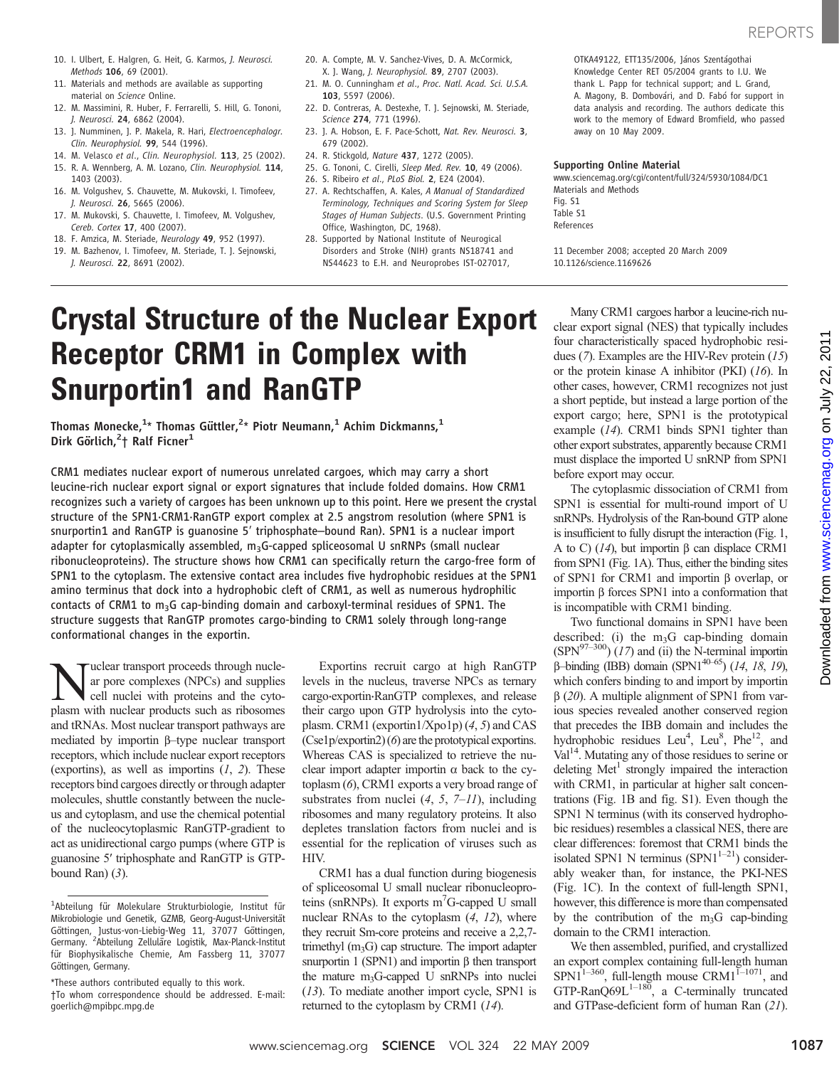10. I. Ulbert, E. Halgren, G. Heit, G. Karmos, *J. Neurosci. Methods* **106**, 69 (2001).
11. Materials and methods are available as supporting material on *Science* Online.
12. M. Massimini, R. Huber, F. Ferrarelli, S. Hill, G. Tononi, *J. Neurosci.* **24**, 6862 (2004).
13. J. Numminen, J. P. Makela, R. Hari, *Electroencephalogr. Clin. Neurophysiol.* **99**, 544 (1996).
14. M. Velasco *et al.*, *Clin. Neurophysiol.* **113**, 25 (2002).
15. R. A. Wennberg, A. M. Lozano, *Clin. Neurophysiol.* **114**, 1403 (2003).
16. M. Volgushev, S. Chauvette, M. Mukovski, I. Timofeev, *J. Neurosci.* **26**, 5665 (2006).
17. M. Mukovski, S. Chauvette, I. Timofeev, M. Volgushev, *Cereb. Cortex* **17**, 400 (2007).
18. F. Amzica, M. Steriade, *Neurology* **49**, 952 (1997).
19. M. Bazhenov, I. Timofeev, M. Steriade, T. J. Sejnowski, *J. Neurosci.* **22**, 8691 (2002).
20. A. Compte, M. V. Sanchez-Vives, D. A. McCormick, X. J. Wang, *J. Neurophysiol.* **89**, 2707 (2003).
21. M. O. Cunningham *et al.*, *Proc. Natl. Acad. Sci. U.S.A.* **103**, 5597 (2006).
22. D. Contreras, A. Destexhe, T. J. Sejnowski, M. Steriade, *Science* **274**, 771 (1996).
23. J. A. Hobson, E. F. Pace-Schott, *Nat. Rev. Neurosci.* **3**, 679 (2002).
24. R. Stickgold, *Nature* **437**, 1272 (2005).
25. G. Tononi, C. Cirelli, *Sleep Med. Rev.* **10**, 49 (2006).
26. S. Ribeiro *et al.*, *PLoS Biol.* **2**, E24 (2004).
27. A. Rechtschaffen, A. Kales, *A Manual of Standardized Terminology, Techniques and Scoring System for Sleep Stages of Human Subjects*. (U.S. Government Printing Office, Washington, DC, 1968).
28. Supported by National Institute of Neurogical Disorders and Stroke (NIH) grants NS18741 and NS44623 to E.H. and Neuroprobes IST-027017, OTKA49122, ETT135/2006, János Szentágothai Knowledge Center RET 05/2004 grants to I.U. We thank L. Papp for technical support; and L. Grand, A. Magony, B. Dombovári, and D. Fabó for support in data analysis and recording. The authors dedicate this work to the memory of Edward Bromfield, who passed away on 10 May 2009.

**Supporting Online Material**
www.sciencemag.org/cgi/content/full/324/5930/1084/DC1
Materials and Methods
Fig. S1
Table S1
References

11 December 2008; accepted 20 March 2009
10.1126/science.1169626

# Crystal Structure of the Nuclear Export Receptor CRM1 in Complex with Snurportin1 and RanGTP

**Thomas Monecke,[1]* Thomas Güttler,[2]* Piotr Neumann,[1] Achim Dickmanns,[1] Dirk Görlich,[2]† Ralf Ficner[1]**

CRM1 mediates nuclear export of numerous unrelated cargoes, which may carry a short leucine-rich nuclear export signal or export signatures that include folded domains. How CRM1 recognizes such a variety of cargoes has been unknown up to this point. Here we present the crystal structure of the SPN1·CRM1·RanGTP export complex at 2.5 angstrom resolution (where SPN1 is snurportin1 and RanGTP is guanosine 5′ triphosphate–bound Ran). SPN1 is a nuclear import adapter for cytoplasmically assembled, $m_3G$-capped spliceosomal U snRNPs (small nuclear ribonucleoproteins). The structure shows how CRM1 can specifically return the cargo-free form of SPN1 to the cytoplasm. The extensive contact area includes five hydrophobic residues at the SPN1 amino terminus that dock into a hydrophobic cleft of CRM1, as well as numerous hydrophilic contacts of CRM1 to $m_3G$ cap-binding domain and carboxyl-terminal residues of SPN1. The structure suggests that RanGTP promotes cargo-binding to CRM1 solely through long-range conformational changes in the exportin.

Nuclear transport proceeds through nuclear pore complexes (NPCs) and supplies cell nuclei with proteins and the cytoplasm with nuclear products such as ribosomes and tRNAs. Most nuclear transport pathways are mediated by importin β–type nuclear transport receptors, which include nuclear export receptors (exportins), as well as importins (*1*, *2*). These receptors bind cargoes directly or through adapter molecules, shuttle constantly between the nucleus and cytoplasm, and use the chemical potential of the nucleocytoplasmic RanGTP-gradient to act as unidirectional cargo pumps (where GTP is guanosine 5′ triphosphate and RanGTP is GTP-bound Ran) (*3*).

Exportins recruit cargo at high RanGTP levels in the nucleus, traverse NPCs as ternary cargo·exportin·RanGTP complexes, and release their cargo upon GTP hydrolysis into the cytoplasm. CRM1 (exportin1/Xpo1p) (*4*, *5*) and CAS (Cse1p/exportin2) (*6*) are the prototypical exportins. Whereas CAS is specialized to retrieve the nuclear import adapter importin α back to the cytoplasm (*6*), CRM1 exports a very broad range of substrates from nuclei (*4*, *5*, *7*–*11*), including ribosomes and many regulatory proteins. It also depletes translation factors from nuclei and is essential for the replication of viruses such as HIV.

CRM1 has a dual function during biogenesis of spliceosomal U small nuclear ribonucleoproteins (snRNPs). It exports $m^7G$-capped U small nuclear RNAs to the cytoplasm (*4*, *12*), where they recruit Sm-core proteins and receive a 2,2,7-trimethyl ($m_3G$) cap structure. The import adapter snurportin 1 (SPN1) and importin β then transport the mature $m_3G$-capped U snRNPs into nuclei (*13*). To mediate another import cycle, SPN1 is returned to the cytoplasm by CRM1 (*14*).

Many CRM1 cargoes harbor a leucine-rich nuclear export signal (NES) that typically includes four characteristically spaced hydrophobic residues (*7*). Examples are the HIV-Rev protein (*15*) or the protein kinase A inhibitor (PKI) (*16*). In other cases, however, CRM1 recognizes not just a short peptide, but instead a large portion of the export cargo; here, SPN1 is the prototypical example (*14*). CRM1 binds SPN1 tighter than other export substrates, apparently because CRM1 must displace the imported U snRNP from SPN1 before export may occur.

The cytoplasmic dissociation of CRM1 from SPN1 is essential for multi-round import of U snRNPs. Hydrolysis of the Ran-bound GTP alone is insufficient to fully disrupt the interaction (Fig. 1, A to C) (*14*), but importin β can displace CRM1 from SPN1 (Fig. 1A). Thus, either the binding sites of SPN1 for CRM1 and importin β overlap, or importin β forces SPN1 into a conformation that is incompatible with CRM1 binding.

Two functional domains in SPN1 have been described: (i) the $m_3G$ cap-binding domain ($SPN^{97–300}$) (*17*) and (ii) the N-terminal importin β–binding (IBB) domain ($SPN1^{40–65}$) (*14*, *18*, *19*), which confers binding to and import by importin β (*20*). A multiple alignment of SPN1 from various species revealed another conserved region that precedes the IBB domain and includes the hydrophobic residues $Leu^4$, $Leu^8$, $Phe^{12}$, and $Val^{14}$. Mutating any of those residues to serine or deleting $Met^1$ strongly impaired the interaction with CRM1, in particular at higher salt concentrations (Fig. 1B and fig. S1). Even though the SPN1 N terminus (with its conserved hydrophobic residues) resembles a classical NES, there are clear differences: foremost that CRM1 binds the isolated SPN1 N terminus ($SPN1^{1–21}$) considerably weaker than, for instance, the PKI-NES (Fig. 1C). In the context of full-length SPN1, however, this difference is more than compensated by the contribution of the $m_3G$ cap-binding domain to the CRM1 interaction.

We then assembled, purified, and crystallized an export complex containing full-length human $SPN1^{1–360}$, full-length mouse $CRM1^{1–1071}$, and GTP-$RanQ69L^{1–180}$, a C-terminally truncated and GTPase-deficient form of human Ran (*21*).

---

[1] Abteilung für Molekulare Strukturbiologie, Institut für Mikrobiologie und Genetik, GZMB, Georg-August-Universität Göttingen, Justus-von-Liebig-Weg 11, 37077 Göttingen, Germany. [2] Abteilung Zelluläre Logistik, Max-Planck-Institut für Biophysikalische Chemie, Am Fassberg 11, 37077 Göttingen, Germany.

*These authors contributed equally to this work.
†To whom correspondence should be addressed. E-mail: goerlich@mpibpc.mpg.de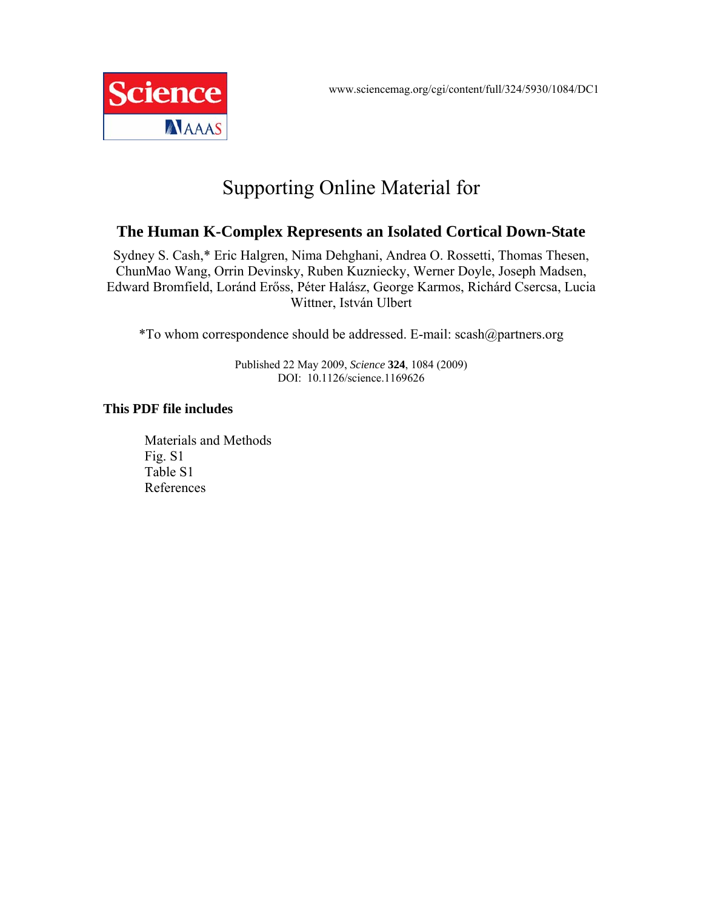www.sciencemag.org/cgi/content/full/324/5930/1084/DC1

# Supporting Online Material for

## The Human K-Complex Represents an Isolated Cortical Down-State

Sydney S. Cash,* Eric Halgren, Nima Dehghani, Andrea O. Rossetti, Thomas Thesen, ChunMao Wang, Orrin Devinsky, Ruben Kuzniecky, Werner Doyle, Joseph Madsen, Edward Bromfield, Loránd Erőss, Péter Halász, George Karmos, Richárd Csercsa, Lucia Wittner, István Ulbert

*To whom correspondence should be addressed. E-mail: scash@partners.org

Published 22 May 2009, *Science* **324**, 1084 (2009)
DOI: 10.1126/science.1169626

**This PDF file includes**

- Materials and Methods
- Fig. S1
- Table S1
- References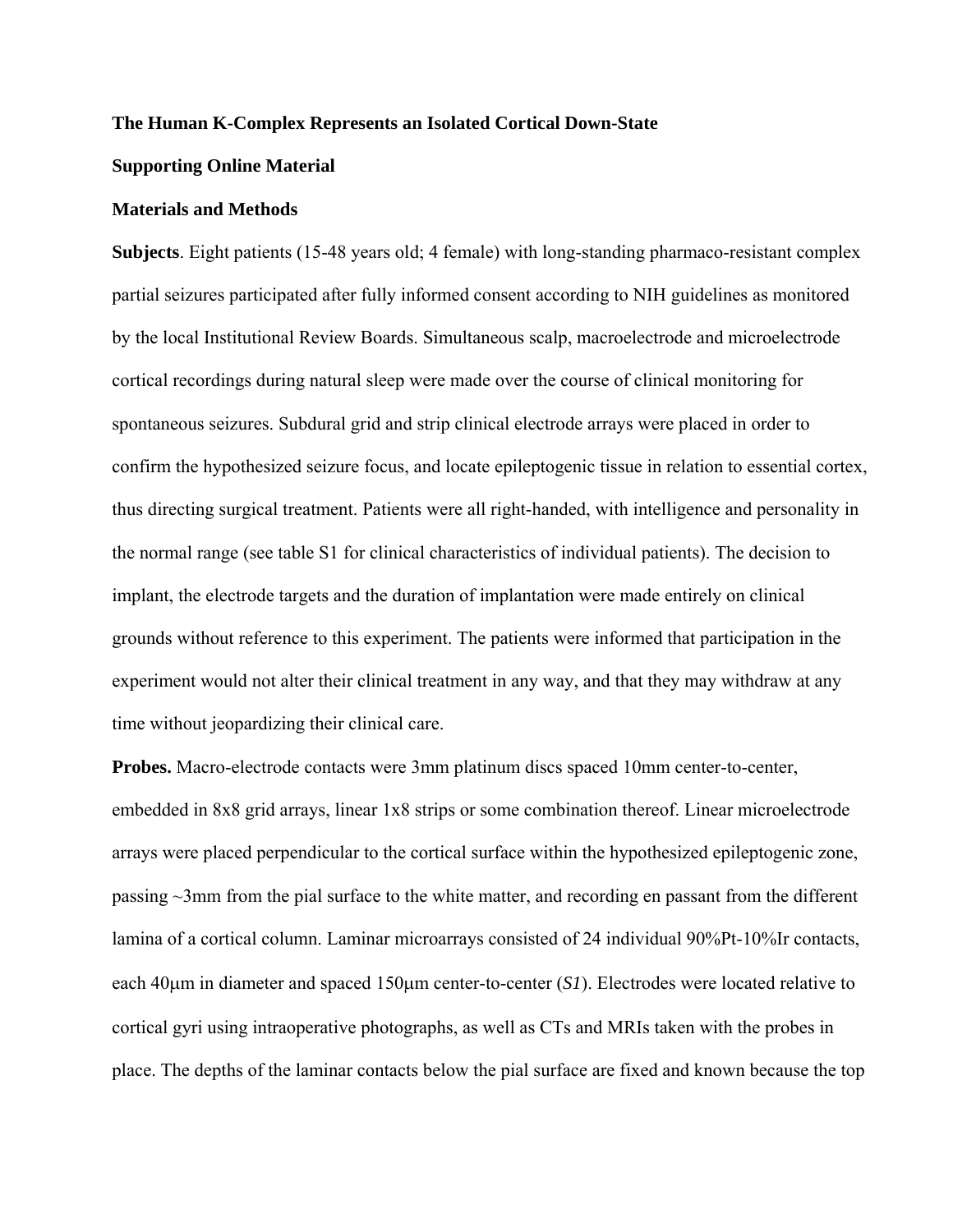**The Human K-Complex Represents an Isolated Cortical Down-State**

**Supporting Online Material**

**Materials and Methods**

**Subjects**. Eight patients (15-48 years old; 4 female) with long-standing pharmaco-resistant complex partial seizures participated after fully informed consent according to NIH guidelines as monitored by the local Institutional Review Boards. Simultaneous scalp, macroelectrode and microelectrode cortical recordings during natural sleep were made over the course of clinical monitoring for spontaneous seizures. Subdural grid and strip clinical electrode arrays were placed in order to confirm the hypothesized seizure focus, and locate epileptogenic tissue in relation to essential cortex, thus directing surgical treatment. Patients were all right-handed, with intelligence and personality in the normal range (see table S1 for clinical characteristics of individual patients). The decision to implant, the electrode targets and the duration of implantation were made entirely on clinical grounds without reference to this experiment. The patients were informed that participation in the experiment would not alter their clinical treatment in any way, and that they may withdraw at any time without jeopardizing their clinical care.

**Probes.** Macro-electrode contacts were 3mm platinum discs spaced 10mm center-to-center, embedded in 8x8 grid arrays, linear 1x8 strips or some combination thereof. Linear microelectrode arrays were placed perpendicular to the cortical surface within the hypothesized epileptogenic zone, passing ~3mm from the pial surface to the white matter, and recording en passant from the different lamina of a cortical column. Laminar microarrays consisted of 24 individual 90%Pt-10%Ir contacts, each 40μm in diameter and spaced 150μm center-to-center (*S1*). Electrodes were located relative to cortical gyri using intraoperative photographs, as well as CTs and MRIs taken with the probes in place. The depths of the laminar contacts below the pial surface are fixed and known because the top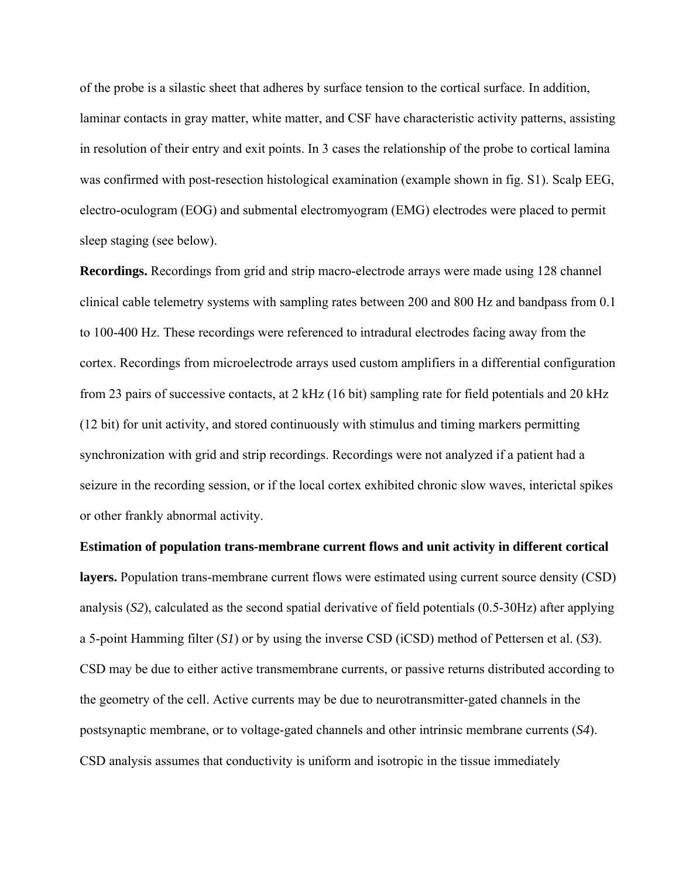of the probe is a silastic sheet that adheres by surface tension to the cortical surface. In addition, laminar contacts in gray matter, white matter, and CSF have characteristic activity patterns, assisting in resolution of their entry and exit points. In 3 cases the relationship of the probe to cortical lamina was confirmed with post-resection histological examination (example shown in fig. S1). Scalp EEG, electro-oculogram (EOG) and submental electromyogram (EMG) electrodes were placed to permit sleep staging (see below).

**Recordings.** Recordings from grid and strip macro-electrode arrays were made using 128 channel clinical cable telemetry systems with sampling rates between 200 and 800 Hz and bandpass from 0.1 to 100-400 Hz. These recordings were referenced to intradural electrodes facing away from the cortex. Recordings from microelectrode arrays used custom amplifiers in a differential configuration from 23 pairs of successive contacts, at 2 kHz (16 bit) sampling rate for field potentials and 20 kHz (12 bit) for unit activity, and stored continuously with stimulus and timing markers permitting synchronization with grid and strip recordings. Recordings were not analyzed if a patient had a seizure in the recording session, or if the local cortex exhibited chronic slow waves, interictal spikes or other frankly abnormal activity.

**Estimation of population trans-membrane current flows and unit activity in different cortical layers.** Population trans-membrane current flows were estimated using current source density (CSD) analysis (*S2*), calculated as the second spatial derivative of field potentials (0.5-30Hz) after applying a 5-point Hamming filter (*S1*) or by using the inverse CSD (iCSD) method of Pettersen et al. (*S3*). CSD may be due to either active transmembrane currents, or passive returns distributed according to the geometry of the cell. Active currents may be due to neurotransmitter-gated channels in the postsynaptic membrane, or to voltage-gated channels and other intrinsic membrane currents (*S4*). CSD analysis assumes that conductivity is uniform and isotropic in the tissue immediately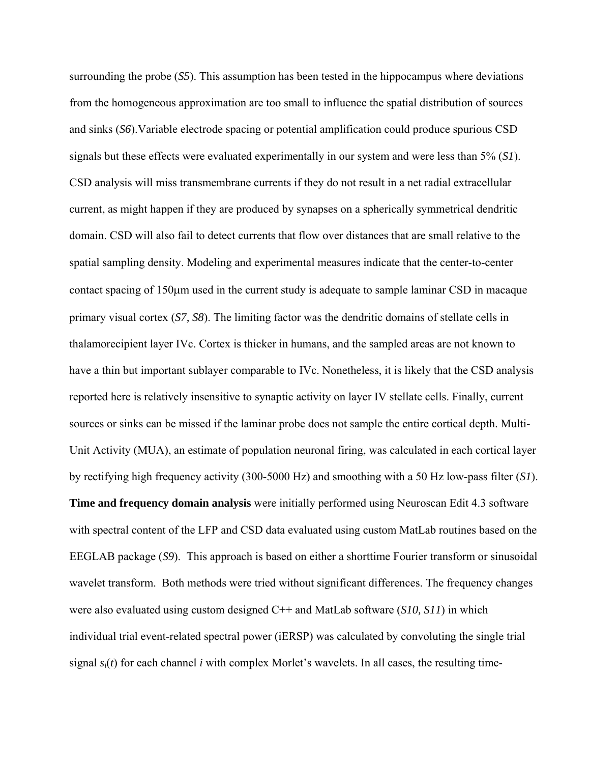surrounding the probe (*S5*). This assumption has been tested in the hippocampus where deviations from the homogeneous approximation are too small to influence the spatial distribution of sources and sinks (*S6*).Variable electrode spacing or potential amplification could produce spurious CSD signals but these effects were evaluated experimentally in our system and were less than 5% (*S1*). CSD analysis will miss transmembrane currents if they do not result in a net radial extracellular current, as might happen if they are produced by synapses on a spherically symmetrical dendritic domain. CSD will also fail to detect currents that flow over distances that are small relative to the spatial sampling density. Modeling and experimental measures indicate that the center-to-center contact spacing of 150μm used in the current study is adequate to sample laminar CSD in macaque primary visual cortex (*S7, S8*). The limiting factor was the dendritic domains of stellate cells in thalamorecipient layer IVc. Cortex is thicker in humans, and the sampled areas are not known to have a thin but important sublayer comparable to IVc. Nonetheless, it is likely that the CSD analysis reported here is relatively insensitive to synaptic activity on layer IV stellate cells. Finally, current sources or sinks can be missed if the laminar probe does not sample the entire cortical depth. Multi-Unit Activity (MUA), an estimate of population neuronal firing, was calculated in each cortical layer by rectifying high frequency activity (300-5000 Hz) and smoothing with a 50 Hz low-pass filter (*S1*).

**Time and frequency domain analysis** were initially performed using Neuroscan Edit 4.3 software with spectral content of the LFP and CSD data evaluated using custom MatLab routines based on the EEGLAB package (*S9*). This approach is based on either a shorttime Fourier transform or sinusoidal wavelet transform. Both methods were tried without significant differences. The frequency changes were also evaluated using custom designed C++ and MatLab software (*S10, S11*) in which individual trial event-related spectral power (iERSP) was calculated by convoluting the single trial signal $s_i(t)$ for each channel $i$ with complex Morlet's wavelets. In all cases, the resulting time-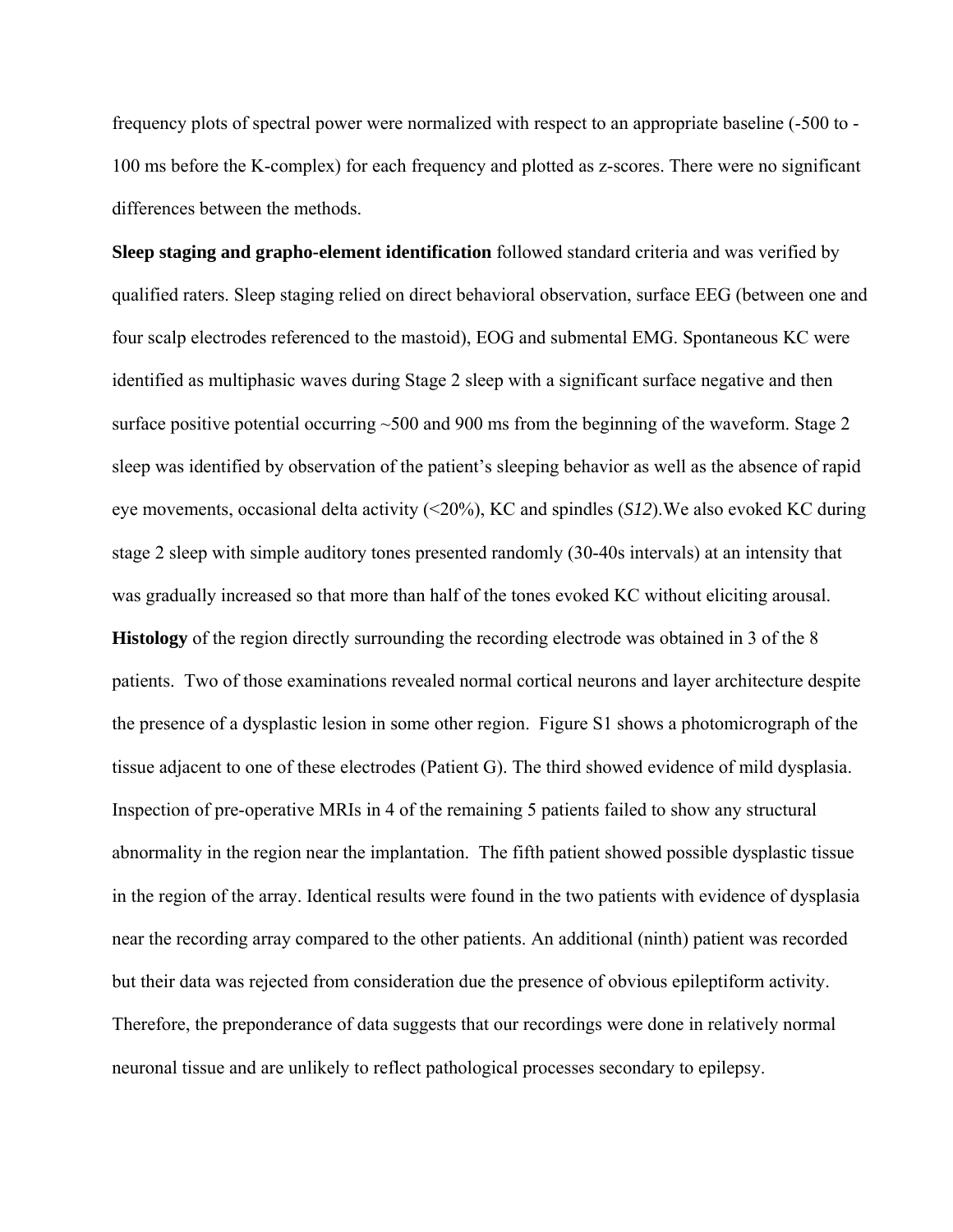frequency plots of spectral power were normalized with respect to an appropriate baseline (-500 to -100 ms before the K-complex) for each frequency and plotted as *z*-scores. There were no significant differences between the methods.

**Sleep staging and grapho-element identification** followed standard criteria and was verified by qualified raters. Sleep staging relied on direct behavioral observation, surface EEG (between one and four scalp electrodes referenced to the mastoid), EOG and submental EMG. Spontaneous KC were identified as multiphasic waves during Stage 2 sleep with a significant surface negative and then surface positive potential occurring ~500 and 900 ms from the beginning of the waveform. Stage 2 sleep was identified by observation of the patient's sleeping behavior as well as the absence of rapid eye movements, occasional delta activity (<20%), KC and spindles (*S12*).We also evoked KC during stage 2 sleep with simple auditory tones presented randomly (30-40s intervals) at an intensity that was gradually increased so that more than half of the tones evoked KC without eliciting arousal.

**Histology** of the region directly surrounding the recording electrode was obtained in 3 of the 8 patients. Two of those examinations revealed normal cortical neurons and layer architecture despite the presence of a dysplastic lesion in some other region. Figure S1 shows a photomicrograph of the tissue adjacent to one of these electrodes (Patient G). The third showed evidence of mild dysplasia. Inspection of pre-operative MRIs in 4 of the remaining 5 patients failed to show any structural abnormality in the region near the implantation. The fifth patient showed possible dysplastic tissue in the region of the array. Identical results were found in the two patients with evidence of dysplasia near the recording array compared to the other patients. An additional (ninth) patient was recorded but their data was rejected from consideration due the presence of obvious epileptiform activity. Therefore, the preponderance of data suggests that our recordings were done in relatively normal neuronal tissue and are unlikely to reflect pathological processes secondary to epilepsy.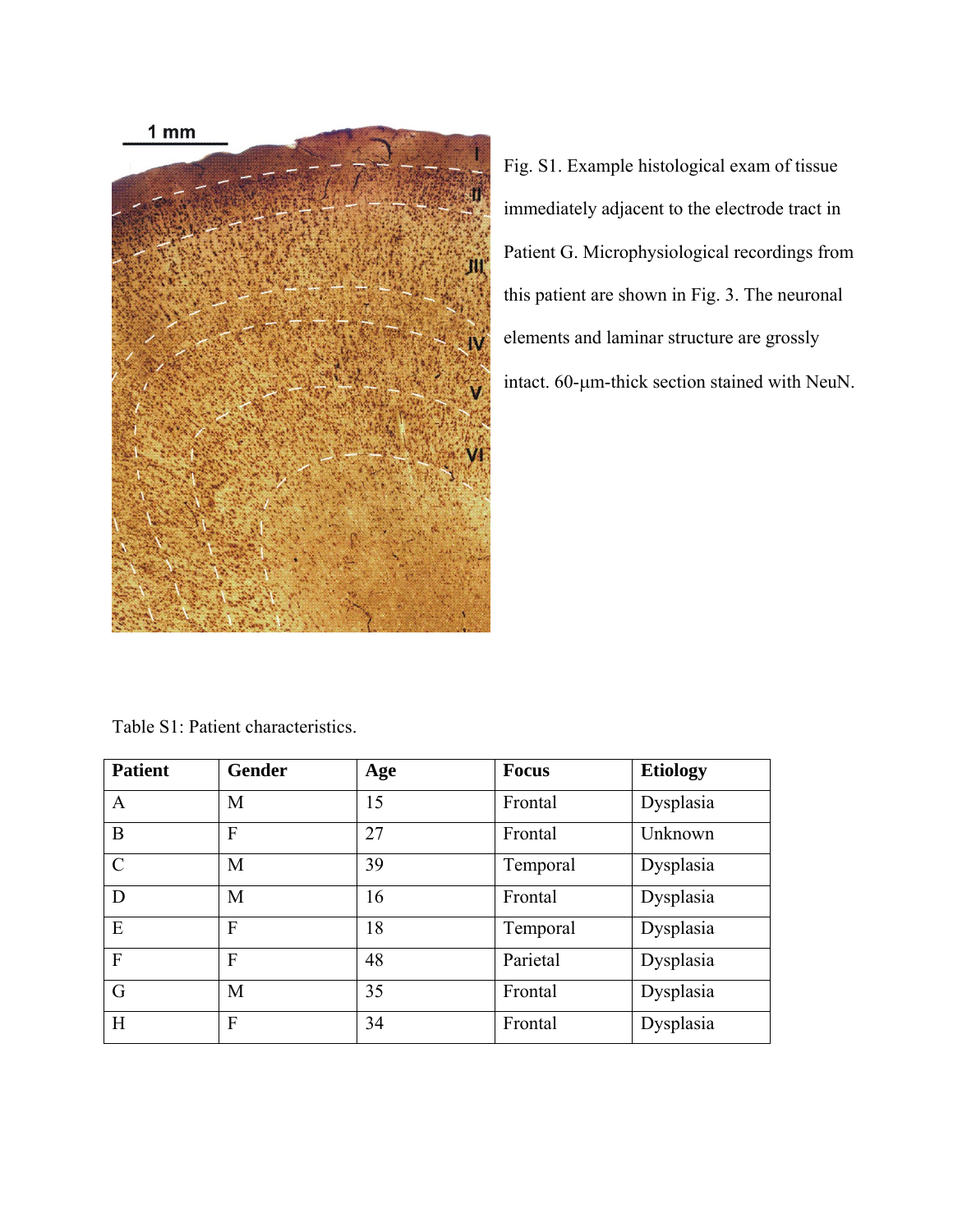Fig. S1. Example histological exam of tissue immediately adjacent to the electrode tract in Patient G. Microphysiological recordings from this patient are shown in Fig. 3. The neuronal elements and laminar structure are grossly intact. 60-μm-thick section stained with NeuN.

Table S1: Patient characteristics.

| Patient | Gender | Age | Focus | Etiology |
|---|---|---|---|---|
| A | M | 15 | Frontal | Dysplasia |
| B | F | 27 | Frontal | Unknown |
| C | M | 39 | Temporal | Dysplasia |
| D | M | 16 | Frontal | Dysplasia |
| E | F | 18 | Temporal | Dysplasia |
| F | F | 48 | Parietal | Dysplasia |
| G | M | 35 | Frontal | Dysplasia |
| H | F | 34 | Frontal | Dysplasia |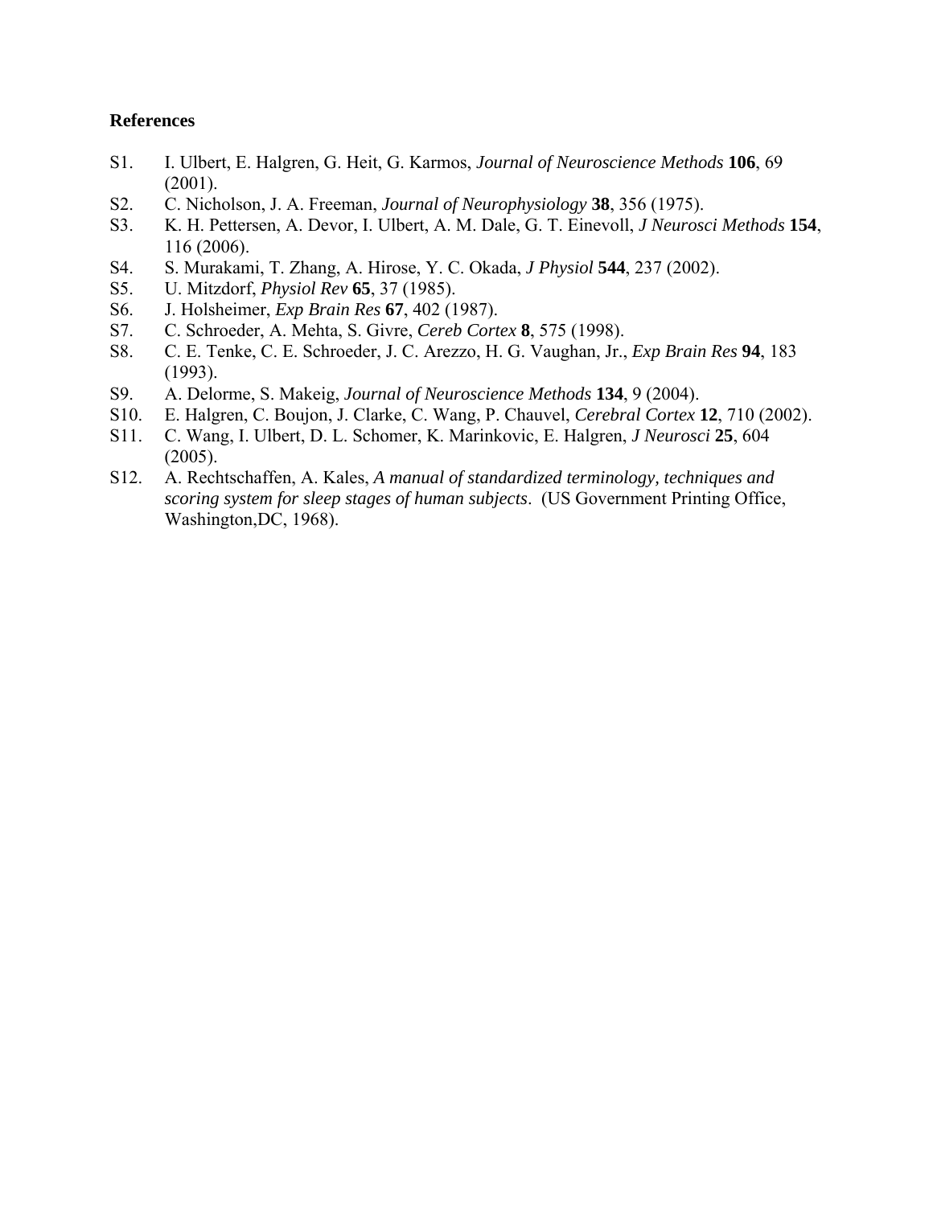### References

S1. I. Ulbert, E. Halgren, G. Heit, G. Karmos, *Journal of Neuroscience Methods* **106**, 69 (2001).

S2. C. Nicholson, J. A. Freeman, *Journal of Neurophysiology* **38**, 356 (1975).

S3. K. H. Pettersen, A. Devor, I. Ulbert, A. M. Dale, G. T. Einevoll, *J Neurosci Methods* **154**, 116 (2006).

S4. S. Murakami, T. Zhang, A. Hirose, Y. C. Okada, *J Physiol* **544**, 237 (2002).

S5. U. Mitzdorf, *Physiol Rev* **65**, 37 (1985).

S6. J. Holsheimer, *Exp Brain Res* **67**, 402 (1987).

S7. C. Schroeder, A. Mehta, S. Givre, *Cereb Cortex* **8**, 575 (1998).

S8. C. E. Tenke, C. E. Schroeder, J. C. Arezzo, H. G. Vaughan, Jr., *Exp Brain Res* **94**, 183 (1993).

S9. A. Delorme, S. Makeig, *Journal of Neuroscience Methods* **134**, 9 (2004).

S10. E. Halgren, C. Boujon, J. Clarke, C. Wang, P. Chauvel, *Cerebral Cortex* **12**, 710 (2002).

S11. C. Wang, I. Ulbert, D. L. Schomer, K. Marinkovic, E. Halgren, *J Neurosci* **25**, 604 (2005).

S12. A. Rechtschaffen, A. Kales, *A manual of standardized terminology, techniques and scoring system for sleep stages of human subjects*. (US Government Printing Office, Washington,DC, 1968).